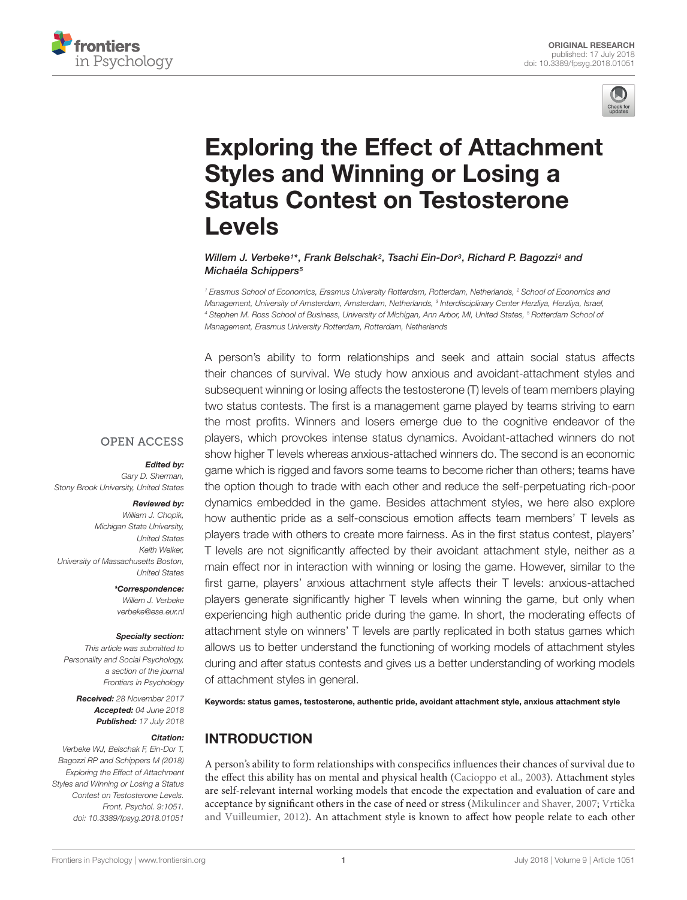ORIGINAL RESEARCH
published: 17 July 2018
doi: 10.3389/fpsyg.2018.01051

# Exploring the Effect of Attachment Styles and Winning or Losing a Status Contest on Testosterone Levels

*Willem J. Verbeke[1]\*, Frank Belschak[2], Tsachi Ein-Dor[3], Richard P. Bagozzi[4] and Michaéla Schippers[5]*

[1] Erasmus School of Economics, Erasmus University Rotterdam, Rotterdam, Netherlands, [2] School of Economics and Management, University of Amsterdam, Amsterdam, Netherlands, [3] Interdisciplinary Center Herzliya, Herzliya, Israel, [4] Stephen M. Ross School of Business, University of Michigan, Ann Arbor, MI, United States, [5] Rotterdam School of Management, Erasmus University Rotterdam, Rotterdam, Netherlands

A person's ability to form relationships and seek and attain social status affects their chances of survival. We study how anxious and avoidant-attachment styles and subsequent winning or losing affects the testosterone (T) levels of team members playing two status contests. The first is a management game played by teams striving to earn the most profits. Winners and losers emerge due to the cognitive endeavor of the players, which provokes intense status dynamics. Avoidant-attached winners do not show higher T levels whereas anxious-attached winners do. The second is an economic game which is rigged and favors some teams to become richer than others; teams have the option though to trade with each other and reduce the self-perpetuating rich-poor dynamics embedded in the game. Besides attachment styles, we here also explore how authentic pride as a self-conscious emotion affects team members' T levels as players trade with others to create more fairness. As in the first status contest, players' T levels are not significantly affected by their avoidant attachment style, neither as a main effect nor in interaction with winning or losing the game. However, similar to the first game, players' anxious attachment style affects their T levels: anxious-attached players generate significantly higher T levels when winning the game, but only when experiencing high authentic pride during the game. In short, the moderating effects of attachment style on winners' T levels are partly replicated in both status games which allows us to better understand the functioning of working models of attachment styles during and after status contests and gives us a better understanding of working models of attachment styles in general.

**Keywords: status games, testosterone, authentic pride, avoidant attachment style, anxious attachment style**

OPEN ACCESS

***Edited by:***
Gary D. Sherman,
Stony Brook University, United States

***Reviewed by:***
William J. Chopik,
Michigan State University,
United States
Keith Welker,
University of Massachusetts Boston,
United States

***\*Correspondence:***
Willem J. Verbeke
verbeke@ese.eur.nl

***Specialty section:***
This article was submitted to
Personality and Social Psychology,
a section of the journal
Frontiers in Psychology

***Received:*** 28 November 2017
***Accepted:*** 04 June 2018
***Published:*** 17 July 2018

***Citation:***
Verbeke WJ, Belschak F, Ein-Dor T, Bagozzi RP and Schippers M (2018) Exploring the Effect of Attachment Styles and Winning or Losing a Status Contest on Testosterone Levels. Front. Psychol. 9:1051. doi: 10.3389/fpsyg.2018.01051

## INTRODUCTION

A person's ability to form relationships with conspecifics influences their chances of survival due to the effect this ability has on mental and physical health (Cacioppo et al., 2003). Attachment styles are self-relevant internal working models that encode the expectation and evaluation of care and acceptance by significant others in the case of need or stress (Mikulincer and Shaver, 2007; Vrtička and Vuilleumier, 2012). An attachment style is known to affect how people relate to each other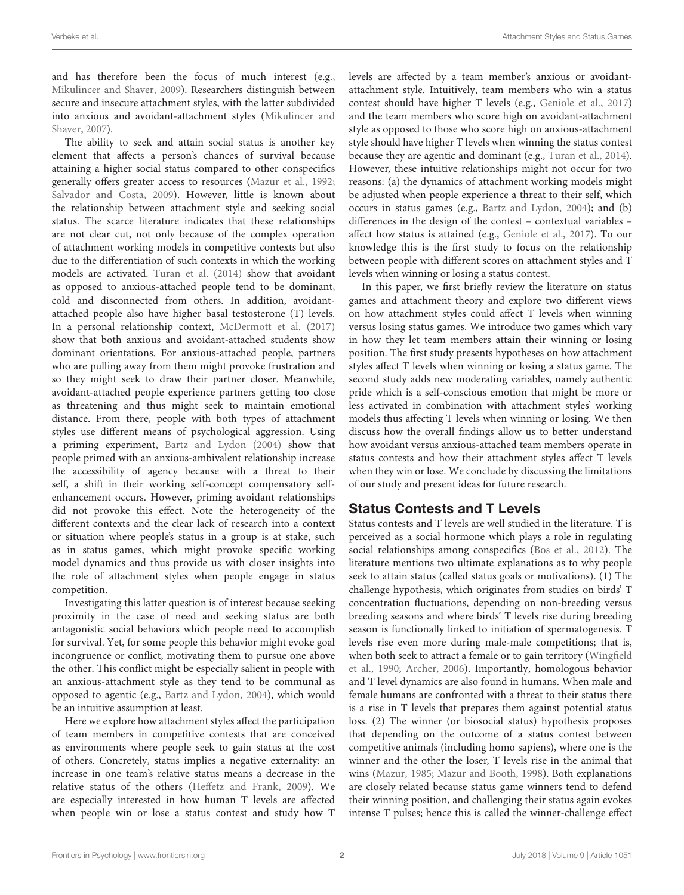and has therefore been the focus of much interest (e.g., Mikulincer and Shaver, 2009). Researchers distinguish between secure and insecure attachment styles, with the latter subdivided into anxious and avoidant-attachment styles (Mikulincer and Shaver, 2007).

The ability to seek and attain social status is another key element that affects a person's chances of survival because attaining a higher social status compared to other conspecifics generally offers greater access to resources (Mazur et al., 1992; Salvador and Costa, 2009). However, little is known about the relationship between attachment style and seeking social status. The scarce literature indicates that these relationships are not clear cut, not only because of the complex operation of attachment working models in competitive contexts but also due to the differentiation of such contexts in which the working models are activated. Turan et al. (2014) show that avoidant as opposed to anxious-attached people tend to be dominant, cold and disconnected from others. In addition, avoidant-attached people also have higher basal testosterone (T) levels. In a personal relationship context, McDermott et al. (2017) show that both anxious and avoidant-attached students show dominant orientations. For anxious-attached people, partners who are pulling away from them might provoke frustration and so they might seek to draw their partner closer. Meanwhile, avoidant-attached people experience partners getting too close as threatening and thus might seek to maintain emotional distance. From there, people with both types of attachment styles use different means of psychological aggression. Using a priming experiment, Bartz and Lydon (2004) show that people primed with an anxious-ambivalent relationship increase the accessibility of agency because with a threat to their self, a shift in their working self-concept compensatory self-enhancement occurs. However, priming avoidant relationships did not provoke this effect. Note the heterogeneity of the different contexts and the clear lack of research into a context or situation where people's status in a group is at stake, such as in status games, which might provoke specific working model dynamics and thus provide us with closer insights into the role of attachment styles when people engage in status competition.

Investigating this latter question is of interest because seeking proximity in the case of need and seeking status are both antagonistic social behaviors which people need to accomplish for survival. Yet, for some people this behavior might evoke goal incongruence or conflict, motivating them to pursue one above the other. This conflict might be especially salient in people with an anxious-attachment style as they tend to be communal as opposed to agentic (e.g., Bartz and Lydon, 2004), which would be an intuitive assumption at least.

Here we explore how attachment styles affect the participation of team members in competitive contests that are conceived as environments where people seek to gain status at the cost of others. Concretely, status implies a negative externality: an increase in one team's relative status means a decrease in the relative status of the others (Heffetz and Frank, 2009). We are especially interested in how human T levels are affected when people win or lose a status contest and study how T levels are affected by a team member's anxious or avoidant-attachment style. Intuitively, team members who win a status contest should have higher T levels (e.g., Geniole et al., 2017) and the team members who score high on avoidant-attachment style as opposed to those who score high on anxious-attachment style should have higher T levels when winning the status contest because they are agentic and dominant (e.g., Turan et al., 2014). However, these intuitive relationships might not occur for two reasons: (a) the dynamics of attachment working models might be adjusted when people experience a threat to their self, which occurs in status games (e.g., Bartz and Lydon, 2004); and (b) differences in the design of the contest – contextual variables – affect how status is attained (e.g., Geniole et al., 2017). To our knowledge this is the first study to focus on the relationship between people with different scores on attachment styles and T levels when winning or losing a status contest.

In this paper, we first briefly review the literature on status games and attachment theory and explore two different views on how attachment styles could affect T levels when winning versus losing status games. We introduce two games which vary in how they let team members attain their winning or losing position. The first study presents hypotheses on how attachment styles affect T levels when winning or losing a status game. The second study adds new moderating variables, namely authentic pride which is a self-conscious emotion that might be more or less activated in combination with attachment styles' working models thus affecting T levels when winning or losing. We then discuss how the overall findings allow us to better understand how avoidant versus anxious-attached team members operate in status contests and how their attachment styles affect T levels when they win or lose. We conclude by discussing the limitations of our study and present ideas for future research.

## Status Contests and T Levels

Status contests and T levels are well studied in the literature. T is perceived as a social hormone which plays a role in regulating social relationships among conspecifics (Bos et al., 2012). The literature mentions two ultimate explanations as to why people seek to attain status (called status goals or motivations). (1) The challenge hypothesis, which originates from studies on birds' T concentration fluctuations, depending on non-breeding versus breeding seasons and where birds' T levels rise during breeding season is functionally linked to initiation of spermatogenesis. T levels rise even more during male-male competitions; that is, when both seek to attract a female or to gain territory (Wingfield et al., 1990; Archer, 2006). Importantly, homologous behavior and T level dynamics are also found in humans. When male and female humans are confronted with a threat to their status there is a rise in T levels that prepares them against potential status loss. (2) The winner (or biosocial status) hypothesis proposes that depending on the outcome of a status contest between competitive animals (including homo sapiens), where one is the winner and the other the loser, T levels rise in the animal that wins (Mazur, 1985; Mazur and Booth, 1998). Both explanations are closely related because status game winners tend to defend their winning position, and challenging their status again evokes intense T pulses; hence this is called the winner-challenge effect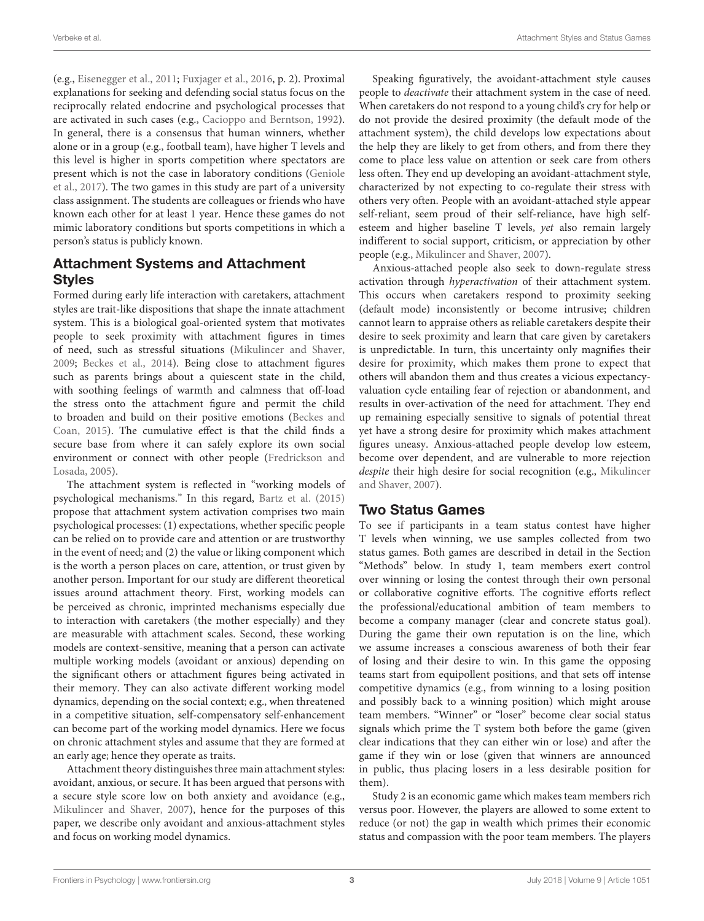(e.g., Eisenegger et al., 2011; Fuxjager et al., 2016, p. 2). Proximal explanations for seeking and defending social status focus on the reciprocally related endocrine and psychological processes that are activated in such cases (e.g., Cacioppo and Berntson, 1992). In general, there is a consensus that human winners, whether alone or in a group (e.g., football team), have higher T levels and this level is higher in sports competition where spectators are present which is not the case in laboratory conditions (Geniole et al., 2017). The two games in this study are part of a university class assignment. The students are colleagues or friends who have known each other for at least 1 year. Hence these games do not mimic laboratory conditions but sports competitions in which a person's status is publicly known.

## Attachment Systems and Attachment Styles

Formed during early life interaction with caretakers, attachment styles are trait-like dispositions that shape the innate attachment system. This is a biological goal-oriented system that motivates people to seek proximity with attachment figures in times of need, such as stressful situations (Mikulincer and Shaver, 2009; Beckes et al., 2014). Being close to attachment figures such as parents brings about a quiescent state in the child, with soothing feelings of warmth and calmness that off-load the stress onto the attachment figure and permit the child to broaden and build on their positive emotions (Beckes and Coan, 2015). The cumulative effect is that the child finds a secure base from where it can safely explore its own social environment or connect with other people (Fredrickson and Losada, 2005).

The attachment system is reflected in "working models of psychological mechanisms." In this regard, Bartz et al. (2015) propose that attachment system activation comprises two main psychological processes: (1) expectations, whether specific people can be relied on to provide care and attention or are trustworthy in the event of need; and (2) the value or liking component which is the worth a person places on care, attention, or trust given by another person. Important for our study are different theoretical issues around attachment theory. First, working models can be perceived as chronic, imprinted mechanisms especially due to interaction with caretakers (the mother especially) and they are measurable with attachment scales. Second, these working models are context-sensitive, meaning that a person can activate multiple working models (avoidant or anxious) depending on the significant others or attachment figures being activated in their memory. They can also activate different working model dynamics, depending on the social context; e.g., when threatened in a competitive situation, self-compensatory self-enhancement can become part of the working model dynamics. Here we focus on chronic attachment styles and assume that they are formed at an early age; hence they operate as traits.

Attachment theory distinguishes three main attachment styles: avoidant, anxious, or secure. It has been argued that persons with a secure style score low on both anxiety and avoidance (e.g., Mikulincer and Shaver, 2007), hence for the purposes of this paper, we describe only avoidant and anxious-attachment styles and focus on working model dynamics.

Speaking figuratively, the avoidant-attachment style causes people to *deactivate* their attachment system in the case of need. When caretakers do not respond to a young child's cry for help or do not provide the desired proximity (the default mode of the attachment system), the child develops low expectations about the help they are likely to get from others, and from there they come to place less value on attention or seek care from others less often. They end up developing an avoidant-attachment style, characterized by not expecting to co-regulate their stress with others very often. People with an avoidant-attached style appear self-reliant, seem proud of their self-reliance, have high self-esteem and higher baseline T levels, *yet* also remain largely indifferent to social support, criticism, or appreciation by other people (e.g., Mikulincer and Shaver, 2007).

Anxious-attached people also seek to down-regulate stress activation through *hyperactivation* of their attachment system. This occurs when caretakers respond to proximity seeking (default mode) inconsistently or become intrusive; children cannot learn to appraise others as reliable caretakers despite their desire to seek proximity and learn that care given by caretakers is unpredictable. In turn, this uncertainty only magnifies their desire for proximity, which makes them prone to expect that others will abandon them and thus creates a vicious expectancy-valuation cycle entailing fear of rejection or abandonment, and results in over-activation of the need for attachment. They end up remaining especially sensitive to signals of potential threat yet have a strong desire for proximity which makes attachment figures uneasy. Anxious-attached people develop low esteem, become over dependent, and are vulnerable to more rejection *despite* their high desire for social recognition (e.g., Mikulincer and Shaver, 2007).

## Two Status Games

To see if participants in a team status contest have higher T levels when winning, we use samples collected from two status games. Both games are described in detail in the Section "Methods" below. In study 1, team members exert control over winning or losing the contest through their own personal or collaborative cognitive efforts. The cognitive efforts reflect the professional/educational ambition of team members to become a company manager (clear and concrete status goal). During the game their own reputation is on the line, which we assume increases a conscious awareness of both their fear of losing and their desire to win. In this game the opposing teams start from equipollent positions, and that sets off intense competitive dynamics (e.g., from winning to a losing position and possibly back to a winning position) which might arouse team members. "Winner" or "loser" become clear social status signals which prime the T system both before the game (given clear indications that they can either win or lose) and after the game if they win or lose (given that winners are announced in public, thus placing losers in a less desirable position for them).

Study 2 is an economic game which makes team members rich versus poor. However, the players are allowed to some extent to reduce (or not) the gap in wealth which primes their economic status and compassion with the poor team members. The players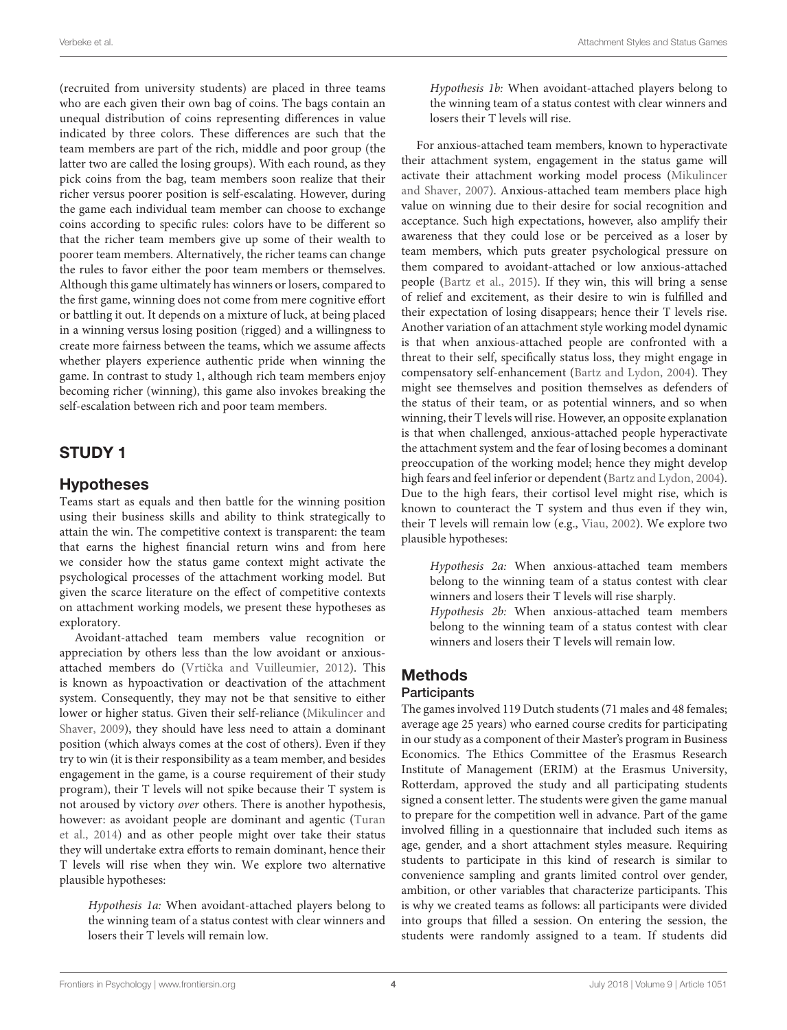(recruited from university students) are placed in three teams who are each given their own bag of coins. The bags contain an unequal distribution of coins representing differences in value indicated by three colors. These differences are such that the team members are part of the rich, middle and poor group (the latter two are called the losing groups). With each round, as they pick coins from the bag, team members soon realize that their richer versus poorer position is self-escalating. However, during the game each individual team member can choose to exchange coins according to specific rules: colors have to be different so that the richer team members give up some of their wealth to poorer team members. Alternatively, the richer teams can change the rules to favor either the poor team members or themselves. Although this game ultimately has winners or losers, compared to the first game, winning does not come from mere cognitive effort or battling it out. It depends on a mixture of luck, at being placed in a winning versus losing position (rigged) and a willingness to create more fairness between the teams, which we assume affects whether players experience authentic pride when winning the game. In contrast to study 1, although rich team members enjoy becoming richer (winning), this game also invokes breaking the self-escalation between rich and poor team members.

## STUDY 1

### Hypotheses

Teams start as equals and then battle for the winning position using their business skills and ability to think strategically to attain the win. The competitive context is transparent: the team that earns the highest financial return wins and from here we consider how the status game context might activate the psychological processes of the attachment working model. But given the scarce literature on the effect of competitive contexts on attachment working models, we present these hypotheses as exploratory.

Avoidant-attached team members value recognition or appreciation by others less than the low avoidant or anxious-attached members do (Vrtička and Vuilleumier, 2012). This is known as hypoactivation or deactivation of the attachment system. Consequently, they may not be that sensitive to either lower or higher status. Given their self-reliance (Mikulincer and Shaver, 2009), they should have less need to attain a dominant position (which always comes at the cost of others). Even if they try to win (it is their responsibility as a team member, and besides engagement in the game, is a course requirement of their study program), their T levels will not spike because their T system is not aroused by victory *over* others. There is another hypothesis, however: as avoidant people are dominant and agentic (Turan et al., 2014) and as other people might over take their status they will undertake extra efforts to remain dominant, hence their T levels will rise when they win. We explore two alternative plausible hypotheses:

> *Hypothesis 1a:* When avoidant-attached players belong to the winning team of a status contest with clear winners and losers their T levels will remain low.

> *Hypothesis 1b:* When avoidant-attached players belong to the winning team of a status contest with clear winners and losers their T levels will rise.

For anxious-attached team members, known to hyperactivate their attachment system, engagement in the status game will activate their attachment working model process (Mikulincer and Shaver, 2007). Anxious-attached team members place high value on winning due to their desire for social recognition and acceptance. Such high expectations, however, also amplify their awareness that they could lose or be perceived as a loser by team members, which puts greater psychological pressure on them compared to avoidant-attached or low anxious-attached people (Bartz et al., 2015). If they win, this will bring a sense of relief and excitement, as their desire to win is fulfilled and their expectation of losing disappears; hence their T levels rise. Another variation of an attachment style working model dynamic is that when anxious-attached people are confronted with a threat to their self, specifically status loss, they might engage in compensatory self-enhancement (Bartz and Lydon, 2004). They might see themselves and position themselves as defenders of the status of their team, or as potential winners, and so when winning, their T levels will rise. However, an opposite explanation is that when challenged, anxious-attached people hyperactivate the attachment system and the fear of losing becomes a dominant preoccupation of the working model; hence they might develop high fears and feel inferior or dependent (Bartz and Lydon, 2004). Due to the high fears, their cortisol level might rise, which is known to counteract the T system and thus even if they win, their T levels will remain low (e.g., Viau, 2002). We explore two plausible hypotheses:

> *Hypothesis 2a:* When anxious-attached team members belong to the winning team of a status contest with clear winners and losers their T levels will rise sharply.

> *Hypothesis 2b:* When anxious-attached team members belong to the winning team of a status contest with clear winners and losers their T levels will remain low.

### Methods

#### Participants

The games involved 119 Dutch students (71 males and 48 females; average age 25 years) who earned course credits for participating in our study as a component of their Master's program in Business Economics. The Ethics Committee of the Erasmus Research Institute of Management (ERIM) at the Erasmus University, Rotterdam, approved the study and all participating students signed a consent letter. The students were given the game manual to prepare for the competition well in advance. Part of the game involved filling in a questionnaire that included such items as age, gender, and a short attachment styles measure. Requiring students to participate in this kind of research is similar to convenience sampling and grants limited control over gender, ambition, or other variables that characterize participants. This is why we created teams as follows: all participants were divided into groups that filled a session. On entering the session, the students were randomly assigned to a team. If students did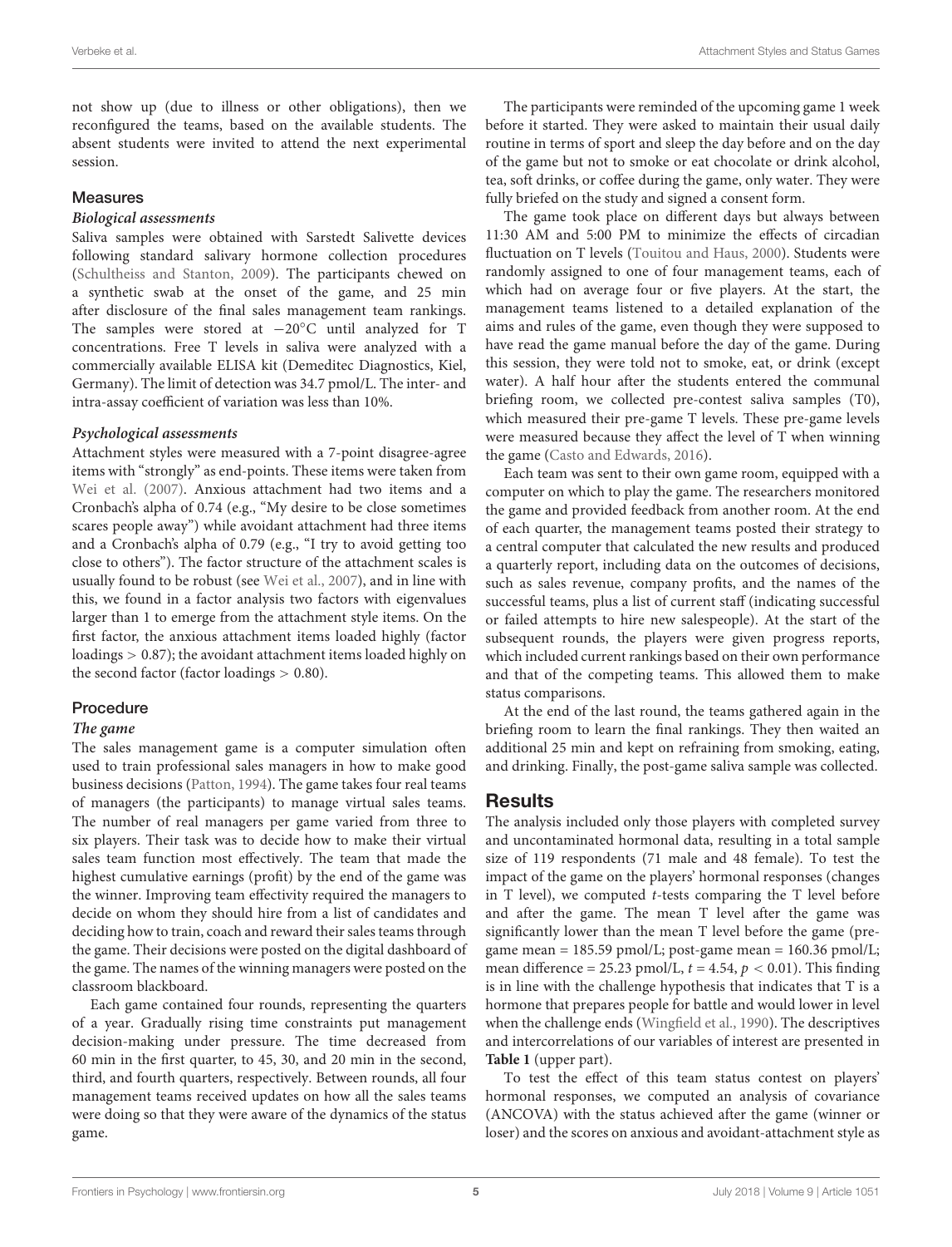not show up (due to illness or other obligations), then we reconfigured the teams, based on the available students. The absent students were invited to attend the next experimental session.

## Measures

### *Biological assessments*

Saliva samples were obtained with Sarstedt Salivette devices following standard salivary hormone collection procedures (Schultheiss and Stanton, 2009). The participants chewed on a synthetic swab at the onset of the game, and 25 min after disclosure of the final sales management team rankings. The samples were stored at −20°C until analyzed for T concentrations. Free T levels in saliva were analyzed with a commercially available ELISA kit (Demeditec Diagnostics, Kiel, Germany). The limit of detection was 34.7 pmol/L. The inter- and intra-assay coefficient of variation was less than 10%.

### *Psychological assessments*

Attachment styles were measured with a 7-point disagree-agree items with "strongly" as end-points. These items were taken from Wei et al. (2007). Anxious attachment had two items and a Cronbach's alpha of 0.74 (e.g., "My desire to be close sometimes scares people away") while avoidant attachment had three items and a Cronbach's alpha of 0.79 (e.g., "I try to avoid getting too close to others"). The factor structure of the attachment scales is usually found to be robust (see Wei et al., 2007), and in line with this, we found in a factor analysis two factors with eigenvalues larger than 1 to emerge from the attachment style items. On the first factor, the anxious attachment items loaded highly (factor loadings > 0.87); the avoidant attachment items loaded highly on the second factor (factor loadings > 0.80).

## Procedure

### *The game*

The sales management game is a computer simulation often used to train professional sales managers in how to make good business decisions (Patton, 1994). The game takes four real teams of managers (the participants) to manage virtual sales teams. The number of real managers per game varied from three to six players. Their task was to decide how to make their virtual sales team function most effectively. The team that made the highest cumulative earnings (profit) by the end of the game was the winner. Improving team effectivity required the managers to decide on whom they should hire from a list of candidates and deciding how to train, coach and reward their sales teams through the game. Their decisions were posted on the digital dashboard of the game. The names of the winning managers were posted on the classroom blackboard.

Each game contained four rounds, representing the quarters of a year. Gradually rising time constraints put management decision-making under pressure. The time decreased from 60 min in the first quarter, to 45, 30, and 20 min in the second, third, and fourth quarters, respectively. Between rounds, all four management teams received updates on how all the sales teams were doing so that they were aware of the dynamics of the status game.

The participants were reminded of the upcoming game 1 week before it started. They were asked to maintain their usual daily routine in terms of sport and sleep the day before and on the day of the game but not to smoke or eat chocolate or drink alcohol, tea, soft drinks, or coffee during the game, only water. They were fully briefed on the study and signed a consent form.

The game took place on different days but always between 11:30 AM and 5:00 PM to minimize the effects of circadian fluctuation on T levels (Touitou and Haus, 2000). Students were randomly assigned to one of four management teams, each of which had on average four or five players. At the start, the management teams listened to a detailed explanation of the aims and rules of the game, even though they were supposed to have read the game manual before the day of the game. During this session, they were told not to smoke, eat, or drink (except water). A half hour after the students entered the communal briefing room, we collected pre-contest saliva samples (T0), which measured their pre-game T levels. These pre-game levels were measured because they affect the level of T when winning the game (Casto and Edwards, 2016).

Each team was sent to their own game room, equipped with a computer on which to play the game. The researchers monitored the game and provided feedback from another room. At the end of each quarter, the management teams posted their strategy to a central computer that calculated the new results and produced a quarterly report, including data on the outcomes of decisions, such as sales revenue, company profits, and the names of the successful teams, plus a list of current staff (indicating successful or failed attempts to hire new salespeople). At the start of the subsequent rounds, the players were given progress reports, which included current rankings based on their own performance and that of the competing teams. This allowed them to make status comparisons.

At the end of the last round, the teams gathered again in the briefing room to learn the final rankings. They then waited an additional 25 min and kept on refraining from smoking, eating, and drinking. Finally, the post-game saliva sample was collected.

# Results

The analysis included only those players with completed survey and uncontaminated hormonal data, resulting in a total sample size of 119 respondents (71 male and 48 female). To test the impact of the game on the players' hormonal responses (changes in T level), we computed *t*-tests comparing the T level before and after the game. The mean T level after the game was significantly lower than the mean T level before the game (pre-game mean = 185.59 pmol/L; post-game mean = 160.36 pmol/L; mean difference = 25.23 pmol/L, $t = 4.54$, $p < 0.01$). This finding is in line with the challenge hypothesis that indicates that T is a hormone that prepares people for battle and would lower in level when the challenge ends (Wingfield et al., 1990). The descriptives and intercorrelations of our variables of interest are presented in **Table 1** (upper part).

To test the effect of this team status contest on players' hormonal responses, we computed an analysis of covariance (ANCOVA) with the status achieved after the game (winner or loser) and the scores on anxious and avoidant-attachment style as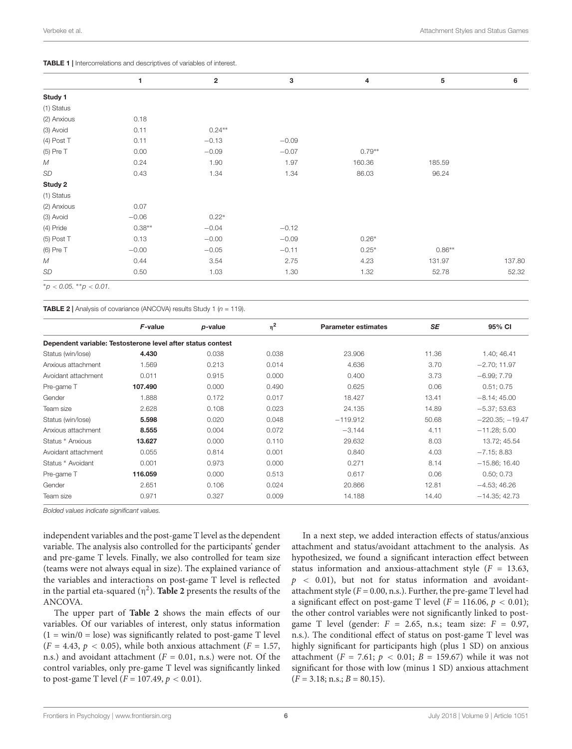**TABLE 1 |** Intercorrelations and descriptives of variables of interest.

| | 1 | 2 | 3 | 4 | 5 | 6 |
|---|---|---|---|---|---|---|
| **Study 1** | | | | | | |
| (1) Status | | | | | | |
| (2) Anxious | 0.18 | | | | | |
| (3) Avoid | 0.11 | 0.24** | | | | |
| (4) Post T | 0.11 | −0.13 | −0.09 | | | |
| (5) Pre T | 0.00 | −0.09 | −0.07 | 0.79** | | |
| *M* | 0.24 | 1.90 | 1.97 | 160.36 | 185.59 | |
| *SD* | 0.43 | 1.34 | 1.34 | 86.03 | 96.24 | |
| **Study 2** | | | | | | |
| (1) Status | | | | | | |
| (2) Anxious | 0.07 | | | | | |
| (3) Avoid | −0.06 | 0.22* | | | | |
| (4) Pride | 0.38** | −0.04 | −0.12 | | | |
| (5) Post T | 0.13 | −0.00 | −0.09 | 0.26* | | |
| (6) Pre T | −0.00 | −0.05 | −0.11 | 0.25* | 0.86** | |
| *M* | 0.44 | 3.54 | 2.75 | 4.23 | 131.97 | 137.80 |
| *SD* | 0.50 | 1.03 | 1.30 | 1.32 | 52.78 | 52.32 |

*$^{*}p < 0.05$. $^{**}p < 0.01$.*

**TABLE 2 |** Analysis of covariance (ANCOVA) results Study 1 ($n$ = 119).

| | *F*-value | *p*-value | $\eta^2$ | Parameter estimates | *SE* | 95% CI |
|---|---|---|---|---|---|---|
| **Dependent variable: Testosterone level after status contest** | | | | | | |
| Status (win/lose) | **4.430** | 0.038 | 0.038 | 23.906 | 11.36 | 1.40; 46.41 |
| Anxious attachment | 1.569 | 0.213 | 0.014 | 4.636 | 3.70 | −2.70; 11.97 |
| Avoidant attachment | 0.011 | 0.915 | 0.000 | 0.400 | 3.73 | −6.99; 7.79 |
| Pre-game T | **107.490** | 0.000 | 0.490 | 0.625 | 0.06 | 0.51; 0.75 |
| Gender | 1.888 | 0.172 | 0.017 | 18.427 | 13.41 | −8.14; 45.00 |
| Team size | 2.628 | 0.108 | 0.023 | 24.135 | 14.89 | −5.37; 53.63 |
| Status (win/lose) | **5.598** | 0.020 | 0.048 | −119.912 | 50.68 | −220.35; −19.47 |
| Anxious attachment | **8.555** | 0.004 | 0.072 | −3.144 | 4.11 | −11.28; 5.00 |
| Status * Anxious | **13.627** | 0.000 | 0.110 | 29.632 | 8.03 | 13.72; 45.54 |
| Avoidant attachment | 0.055 | 0.814 | 0.001 | 0.840 | 4.03 | −7.15; 8.83 |
| Status * Avoidant | 0.001 | 0.973 | 0.000 | 0.271 | 8.14 | −15.86; 16.40 |
| Pre-game T | **116.059** | 0.000 | 0.513 | 0.617 | 0.06 | 0.50; 0.73 |
| Gender | 2.651 | 0.106 | 0.024 | 20.866 | 12.81 | −4.53; 46.26 |
| Team size | 0.971 | 0.327 | 0.009 | 14.188 | 14.40 | −14.35; 42.73 |

*Bolded values indicate significant values.*

independent variables and the post-game T level as the dependent variable. The analysis also controlled for the participants' gender and pre-game T levels. Finally, we also controlled for team size (teams were not always equal in size). The explained variance of the variables and interactions on post-game T level is reflected in the partial eta-squared ($\eta^2$). **Table 2** presents the results of the ANCOVA.

The upper part of **Table 2** shows the main effects of our variables. Of our variables of interest, only status information (1 = win/0 = lose) was significantly related to post-game T level ($F$ = 4.43, $p < 0.05$), while both anxious attachment ($F$ = 1.57, n.s.) and avoidant attachment ($F$ = 0.01, n.s.) were not. Of the control variables, only pre-game T level was significantly linked to post-game T level ($F$ = 107.49, $p < 0.01$).

In a next step, we added interaction effects of status/anxious attachment and status/avoidant attachment to the analysis. As hypothesized, we found a significant interaction effect between status information and anxious-attachment style ($F$ = 13.63, $p < 0.01$), but not for status information and avoidant-attachment style ($F$ = 0.00, n.s.). Further, the pre-game T level had a significant effect on post-game T level ($F$ = 116.06, $p < 0.01$); the other control variables were not significantly linked to post-game T level (gender: $F$ = 2.65, n.s.; team size: $F$ = 0.97, n.s.). The conditional effect of status on post-game T level was highly significant for participants high (plus 1 SD) on anxious attachment ($F$ = 7.61; $p < 0.01$; $B$ = 159.67) while it was not significant for those with low (minus 1 SD) anxious attachment ($F$ = 3.18; n.s.; $B$ = 80.15).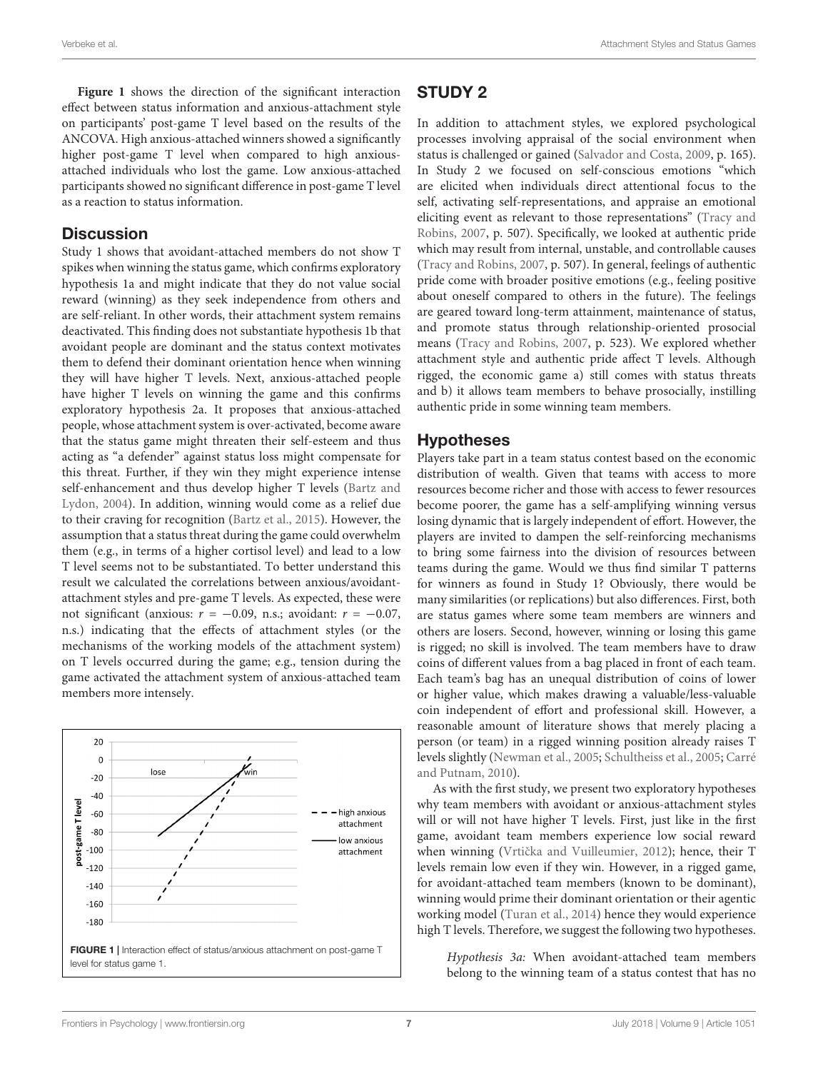**Figure 1** shows the direction of the significant interaction effect between status information and anxious-attachment style on participants' post-game T level based on the results of the ANCOVA. High anxious-attached winners showed a significantly higher post-game T level when compared to high anxious-attached individuals who lost the game. Low anxious-attached participants showed no significant difference in post-game T level as a reaction to status information.

## Discussion

Study 1 shows that avoidant-attached members do not show T spikes when winning the status game, which confirms exploratory hypothesis 1a and might indicate that they do not value social reward (winning) as they seek independence from others and are self-reliant. In other words, their attachment system remains deactivated. This finding does not substantiate hypothesis 1b that avoidant people are dominant and the status context motivates them to defend their dominant orientation hence when winning they will have higher T levels. Next, anxious-attached people have higher T levels on winning the game and this confirms exploratory hypothesis 2a. It proposes that anxious-attached people, whose attachment system is over-activated, become aware that the status game might threaten their self-esteem and thus acting as "a defender" against status loss might compensate for this threat. Further, if they win they might experience intense self-enhancement and thus develop higher T levels (Bartz and Lydon, 2004). In addition, winning would come as a relief due to their craving for recognition (Bartz et al., 2015). However, the assumption that a status threat during the game could overwhelm them (e.g., in terms of a higher cortisol level) and lead to a low T level seems not to be substantiated. To better understand this result we calculated the correlations between anxious/avoidant-attachment styles and pre-game T levels. As expected, these were not significant (anxious: $r = -0.09$, n.s.; avoidant: $r = -0.07$, n.s.) indicating that the effects of attachment styles (or the mechanisms of the working models of the attachment system) on T levels occurred during the game; e.g., tension during the game activated the attachment system of anxious-attached team members more intensely.

**FIGURE 1** | Interaction effect of status/anxious attachment on post-game T level for status game 1.

# STUDY 2

In addition to attachment styles, we explored psychological processes involving appraisal of the social environment when status is challenged or gained (Salvador and Costa, 2009, p. 165). In Study 2 we focused on self-conscious emotions "which are elicited when individuals direct attentional focus to the self, activating self-representations, and appraise an emotional eliciting event as relevant to those representations" (Tracy and Robins, 2007, p. 507). Specifically, we looked at authentic pride which may result from internal, unstable, and controllable causes (Tracy and Robins, 2007, p. 507). In general, feelings of authentic pride come with broader positive emotions (e.g., feeling positive about oneself compared to others in the future). The feelings are geared toward long-term attainment, maintenance of status, and promote status through relationship-oriented prosocial means (Tracy and Robins, 2007, p. 523). We explored whether attachment style and authentic pride affect T levels. Although rigged, the economic game a) still comes with status threats and b) it allows team members to behave prosocially, instilling authentic pride in some winning team members.

## Hypotheses

Players take part in a team status contest based on the economic distribution of wealth. Given that teams with access to more resources become richer and those with access to fewer resources become poorer, the game has a self-amplifying winning versus losing dynamic that is largely independent of effort. However, the players are invited to dampen the self-reinforcing mechanisms to bring some fairness into the division of resources between teams during the game. Would we thus find similar T patterns for winners as found in Study 1? Obviously, there would be many similarities (or replications) but also differences. First, both are status games where some team members are winners and others are losers. Second, however, winning or losing this game is rigged; no skill is involved. The team members have to draw coins of different values from a bag placed in front of each team. Each team's bag has an unequal distribution of coins of lower or higher value, which makes drawing a valuable/less-valuable coin independent of effort and professional skill. However, a reasonable amount of literature shows that merely placing a person (or team) in a rigged winning position already raises T levels slightly (Newman et al., 2005; Schultheiss et al., 2005; Carré and Putnam, 2010).

As with the first study, we present two exploratory hypotheses why team members with avoidant or anxious-attachment styles will or will not have higher T levels. First, just like in the first game, avoidant team members experience low social reward when winning (Vrtička and Vuilleumier, 2012); hence, their T levels remain low even if they win. However, in a rigged game, for avoidant-attached team members (known to be dominant), winning would prime their dominant orientation or their agentic working model (Turan et al., 2014) hence they would experience high T levels. Therefore, we suggest the following two hypotheses.

> *Hypothesis 3a:* When avoidant-attached team members belong to the winning team of a status contest that has no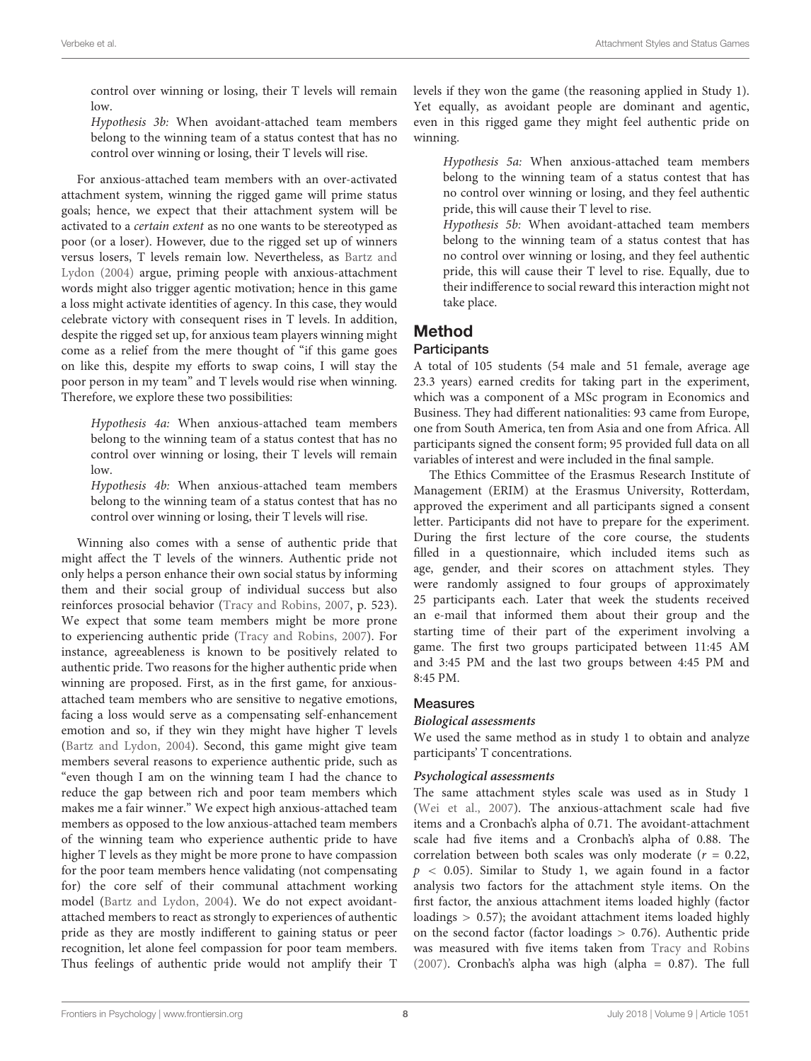control over winning or losing, their T levels will remain low.

*Hypothesis 3b:* When avoidant-attached team members belong to the winning team of a status contest that has no control over winning or losing, their T levels will rise.

For anxious-attached team members with an over-activated attachment system, winning the rigged game will prime status goals; hence, we expect that their attachment system will be activated to a *certain extent* as no one wants to be stereotyped as poor (or a loser). However, due to the rigged set up of winners versus losers, T levels remain low. Nevertheless, as Bartz and Lydon (2004) argue, priming people with anxious-attachment words might also trigger agentic motivation; hence in this game a loss might activate identities of agency. In this case, they would celebrate victory with consequent rises in T levels. In addition, despite the rigged set up, for anxious team players winning might come as a relief from the mere thought of "if this game goes on like this, despite my efforts to swap coins, I will stay the poor person in my team" and T levels would rise when winning. Therefore, we explore these two possibilities:

*Hypothesis 4a:* When anxious-attached team members belong to the winning team of a status contest that has no control over winning or losing, their T levels will remain low.

*Hypothesis 4b:* When anxious-attached team members belong to the winning team of a status contest that has no control over winning or losing, their T levels will rise.

Winning also comes with a sense of authentic pride that might affect the T levels of the winners. Authentic pride not only helps a person enhance their own social status by informing them and their social group of individual success but also reinforces prosocial behavior (Tracy and Robins, 2007, p. 523). We expect that some team members might be more prone to experiencing authentic pride (Tracy and Robins, 2007). For instance, agreeableness is known to be positively related to authentic pride. Two reasons for the higher authentic pride when winning are proposed. First, as in the first game, for anxious-attached team members who are sensitive to negative emotions, facing a loss would serve as a compensating self-enhancement emotion and so, if they win they might have higher T levels (Bartz and Lydon, 2004). Second, this game might give team members several reasons to experience authentic pride, such as "even though I am on the winning team I had the chance to reduce the gap between rich and poor team members which makes me a fair winner." We expect high anxious-attached team members as opposed to the low anxious-attached team members of the winning team who experience authentic pride to have higher T levels as they might be more prone to have compassion for the poor team members hence validating (not compensating for) the core self of their communal attachment working model (Bartz and Lydon, 2004). We do not expect avoidant-attached members to react as strongly to experiences of authentic pride as they are mostly indifferent to gaining status or peer recognition, let alone feel compassion for poor team members. Thus feelings of authentic pride would not amplify their T levels if they won the game (the reasoning applied in Study 1). Yet equally, as avoidant people are dominant and agentic, even in this rigged game they might feel authentic pride on winning.

*Hypothesis 5a:* When anxious-attached team members belong to the winning team of a status contest that has no control over winning or losing, and they feel authentic pride, this will cause their T level to rise.

*Hypothesis 5b:* When avoidant-attached team members belong to the winning team of a status contest that has no control over winning or losing, and they feel authentic pride, this will cause their T level to rise. Equally, due to their indifference to social reward this interaction might not take place.

## Method

### Participants

A total of 105 students (54 male and 51 female, average age 23.3 years) earned credits for taking part in the experiment, which was a component of a MSc program in Economics and Business. They had different nationalities: 93 came from Europe, one from South America, ten from Asia and one from Africa. All participants signed the consent form; 95 provided full data on all variables of interest and were included in the final sample.

The Ethics Committee of the Erasmus Research Institute of Management (ERIM) at the Erasmus University, Rotterdam, approved the experiment and all participants signed a consent letter. Participants did not have to prepare for the experiment. During the first lecture of the core course, the students filled in a questionnaire, which included items such as age, gender, and their scores on attachment styles. They were randomly assigned to four groups of approximately 25 participants each. Later that week the students received an e-mail that informed them about their group and the starting time of their part of the experiment involving a game. The first two groups participated between 11:45 AM and 3:45 PM and the last two groups between 4:45 PM and 8:45 PM.

### Measures

#### *Biological assessments*

We used the same method as in study 1 to obtain and analyze participants' T concentrations.

#### *Psychological assessments*

The same attachment styles scale was used as in Study 1 (Wei et al., 2007). The anxious-attachment scale had five items and a Cronbach's alpha of 0.71. The avoidant-attachment scale had five items and a Cronbach's alpha of 0.88. The correlation between both scales was only moderate ($r = 0.22$, $p < 0.05$). Similar to Study 1, we again found in a factor analysis two factors for the attachment style items. On the first factor, the anxious attachment items loaded highly (factor loadings > 0.57); the avoidant attachment items loaded highly on the second factor (factor loadings > 0.76). Authentic pride was measured with five items taken from Tracy and Robins (2007). Cronbach's alpha was high (alpha = 0.87). The full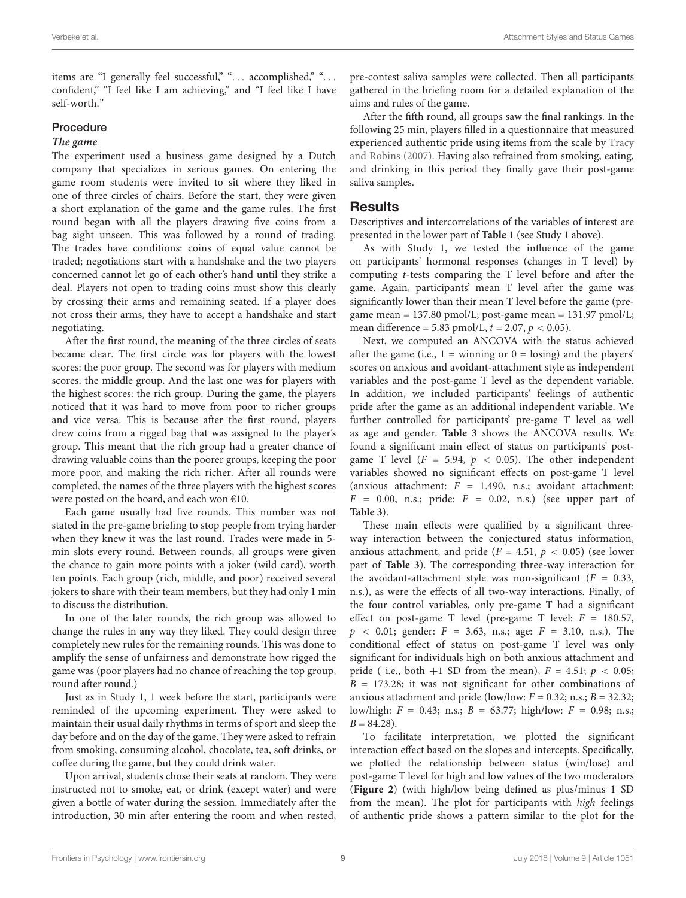items are "I generally feel successful," "... accomplished," "... confident," "I feel like I am achieving," and "I feel like I have self-worth."

### Procedure

#### *The game*

The experiment used a business game designed by a Dutch company that specializes in serious games. On entering the game room students were invited to sit where they liked in one of three circles of chairs. Before the start, they were given a short explanation of the game and the game rules. The first round began with all the players drawing five coins from a bag sight unseen. This was followed by a round of trading. The trades have conditions: coins of equal value cannot be traded; negotiations start with a handshake and the two players concerned cannot let go of each other's hand until they strike a deal. Players not open to trading coins must show this clearly by crossing their arms and remaining seated. If a player does not cross their arms, they have to accept a handshake and start negotiating.

After the first round, the meaning of the three circles of seats became clear. The first circle was for players with the lowest scores: the poor group. The second was for players with medium scores: the middle group. And the last one was for players with the highest scores: the rich group. During the game, the players noticed that it was hard to move from poor to richer groups and vice versa. This is because after the first round, players drew coins from a rigged bag that was assigned to the player's group. This meant that the rich group had a greater chance of drawing valuable coins than the poorer groups, keeping the poor more poor, and making the rich richer. After all rounds were completed, the names of the three players with the highest scores were posted on the board, and each won €10.

Each game usually had five rounds. This number was not stated in the pre-game briefing to stop people from trying harder when they knew it was the last round. Trades were made in 5-min slots every round. Between rounds, all groups were given the chance to gain more points with a joker (wild card), worth ten points. Each group (rich, middle, and poor) received several jokers to share with their team members, but they had only 1 min to discuss the distribution.

In one of the later rounds, the rich group was allowed to change the rules in any way they liked. They could design three completely new rules for the remaining rounds. This was done to amplify the sense of unfairness and demonstrate how rigged the game was (poor players had no chance of reaching the top group, round after round.)

Just as in Study 1, 1 week before the start, participants were reminded of the upcoming experiment. They were asked to maintain their usual daily rhythms in terms of sport and sleep the day before and on the day of the game. They were asked to refrain from smoking, consuming alcohol, chocolate, tea, soft drinks, or coffee during the game, but they could drink water.

Upon arrival, students chose their seats at random. They were instructed not to smoke, eat, or drink (except water) and were given a bottle of water during the session. Immediately after the introduction, 30 min after entering the room and when rested, pre-contest saliva samples were collected. Then all participants gathered in the briefing room for a detailed explanation of the aims and rules of the game.

After the fifth round, all groups saw the final rankings. In the following 25 min, players filled in a questionnaire that measured experienced authentic pride using items from the scale by Tracy and Robins (2007). Having also refrained from smoking, eating, and drinking in this period they finally gave their post-game saliva samples.

## Results

Descriptives and intercorrelations of the variables of interest are presented in the lower part of **Table 1** (see Study 1 above).

As with Study 1, we tested the influence of the game on participants' hormonal responses (changes in T level) by computing $t$-tests comparing the T level before and after the game. Again, participants' mean T level after the game was significantly lower than their mean T level before the game (pre-game mean = 137.80 pmol/L; post-game mean = 131.97 pmol/L; mean difference = 5.83 pmol/L, $t = 2.07$, $p < 0.05$).

Next, we computed an ANCOVA with the status achieved after the game (i.e., 1 = winning or 0 = losing) and the players' scores on anxious and avoidant-attachment style as independent variables and the post-game T level as the dependent variable. In addition, we included participants' feelings of authentic pride after the game as an additional independent variable. We further controlled for participants' pre-game T level as well as age and gender. **Table 3** shows the ANCOVA results. We found a significant main effect of status on participants' post-game T level ($F = 5.94$, $p < 0.05$). The other independent variables showed no significant effects on post-game T level (anxious attachment: $F = 1.490$, n.s.; avoidant attachment: $F = 0.00$, n.s.; pride: $F = 0.02$, n.s.) (see upper part of **Table 3**).

These main effects were qualified by a significant three-way interaction between the conjectured status information, anxious attachment, and pride ($F = 4.51$, $p < 0.05$) (see lower part of **Table 3**). The corresponding three-way interaction for the avoidant-attachment style was non-significant ($F = 0.33$, n.s.), as were the effects of all two-way interactions. Finally, of the four control variables, only pre-game T had a significant effect on post-game T level (pre-game T level: $F = 180.57$, $p < 0.01$; gender: $F = 3.63$, n.s.; age: $F = 3.10$, n.s.). The conditional effect of status on post-game T level was only significant for individuals high on both anxious attachment and pride ( i.e., both +1 SD from the mean), $F = 4.51$; $p < 0.05$; $B = 173.28$; it was not significant for other combinations of anxious attachment and pride (low/low: $F = 0.32$; n.s.; $B = 32.32$; low/high: $F = 0.43$; n.s.; $B = 63.77$; high/low: $F = 0.98$; n.s.; $B = 84.28$).

To facilitate interpretation, we plotted the significant interaction effect based on the slopes and intercepts. Specifically, we plotted the relationship between status (win/lose) and post-game T level for high and low values of the two moderators (**Figure 2**) (with high/low being defined as plus/minus 1 SD from the mean). The plot for participants with *high* feelings of authentic pride shows a pattern similar to the plot for the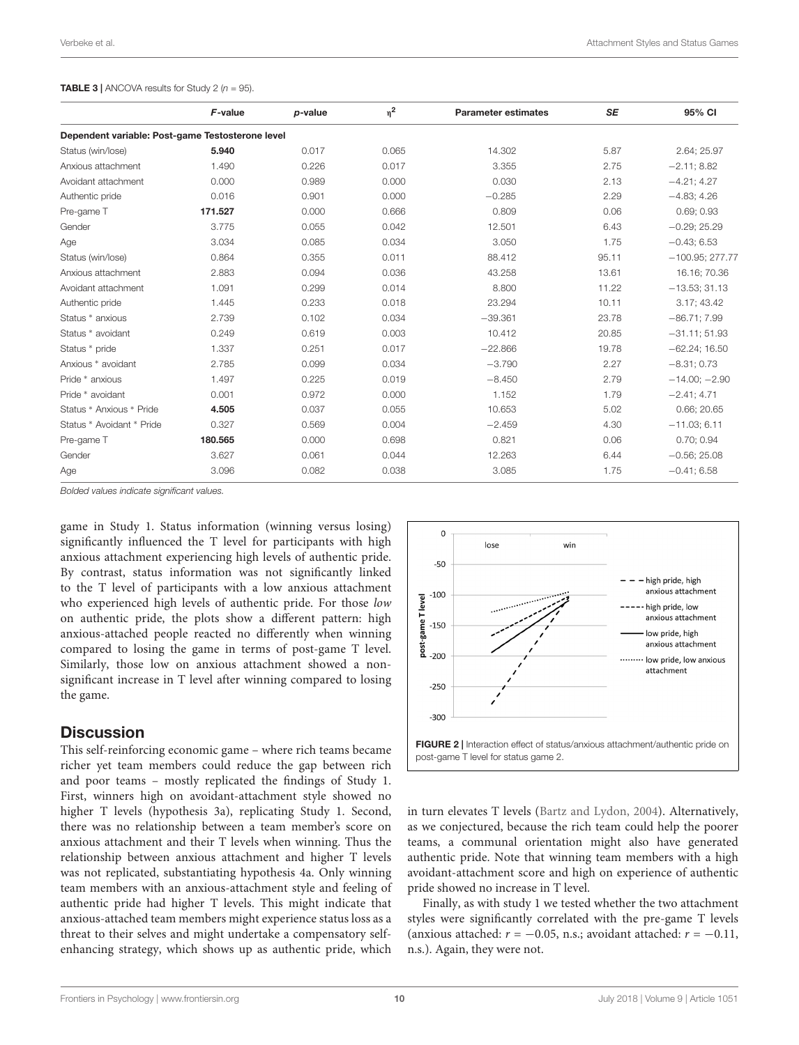**TABLE 3 |** ANCOVA results for Study 2 ($n$ = 95).

| | *F*-value | *p*-value | $\eta^2$ | Parameter estimates | *SE* | 95% CI |
|---|---|---|---|---|---|---|
| **Dependent variable: Post-game Testosterone level** | | | | | | |
| Status (win/lose) | **5.940** | 0.017 | 0.065 | 14.302 | 5.87 | 2.64; 25.97 |
| Anxious attachment | 1.490 | 0.226 | 0.017 | 3.355 | 2.75 | −2.11; 8.82 |
| Avoidant attachment | 0.000 | 0.989 | 0.000 | 0.030 | 2.13 | −4.21; 4.27 |
| Authentic pride | 0.016 | 0.901 | 0.000 | −0.285 | 2.29 | −4.83; 4.26 |
| Pre-game T | **171.527** | 0.000 | 0.666 | 0.809 | 0.06 | 0.69; 0.93 |
| Gender | 3.775 | 0.055 | 0.042 | 12.501 | 6.43 | −0.29; 25.29 |
| Age | 3.034 | 0.085 | 0.034 | 3.050 | 1.75 | −0.43; 6.53 |
| Status (win/lose) | 0.864 | 0.355 | 0.011 | 88.412 | 95.11 | −100.95; 277.77 |
| Anxious attachment | 2.883 | 0.094 | 0.036 | 43.258 | 13.61 | 16.16; 70.36 |
| Avoidant attachment | 1.091 | 0.299 | 0.014 | 8.800 | 11.22 | −13.53; 31.13 |
| Authentic pride | 1.445 | 0.233 | 0.018 | 23.294 | 10.11 | 3.17; 43.42 |
| Status * anxious | 2.739 | 0.102 | 0.034 | −39.361 | 23.78 | −86.71; 7.99 |
| Status * avoidant | 0.249 | 0.619 | 0.003 | 10.412 | 20.85 | −31.11; 51.93 |
| Status * pride | 1.337 | 0.251 | 0.017 | −22.866 | 19.78 | −62.24; 16.50 |
| Anxious * avoidant | 2.785 | 0.099 | 0.034 | −3.790 | 2.27 | −8.31; 0.73 |
| Pride * anxious | 1.497 | 0.225 | 0.019 | −8.450 | 2.79 | −14.00; −2.90 |
| Pride * avoidant | 0.001 | 0.972 | 0.000 | 1.152 | 1.79 | −2.41; 4.71 |
| Status * Anxious * Pride | **4.505** | 0.037 | 0.055 | 10.653 | 5.02 | 0.66; 20.65 |
| Status * Avoidant * Pride | 0.327 | 0.569 | 0.004 | −2.459 | 4.30 | −11.03; 6.11 |
| Pre-game T | **180.565** | 0.000 | 0.698 | 0.821 | 0.06 | 0.70; 0.94 |
| Gender | 3.627 | 0.061 | 0.044 | 12.263 | 6.44 | −0.56; 25.08 |
| Age | 3.096 | 0.082 | 0.038 | 3.085 | 1.75 | −0.41; 6.58 |

*Bolded values indicate significant values.*

game in Study 1. Status information (winning versus losing) significantly influenced the T level for participants with high anxious attachment experiencing high levels of authentic pride. By contrast, status information was not significantly linked to the T level of participants with a low anxious attachment who experienced high levels of authentic pride. For those *low* on authentic pride, the plots show a different pattern: high anxious-attached people reacted no differently when winning compared to losing the game in terms of post-game T level. Similarly, those low on anxious attachment showed a non-significant increase in T level after winning compared to losing the game.

## Discussion

This self-reinforcing economic game – where rich teams became richer yet team members could reduce the gap between rich and poor teams – mostly replicated the findings of Study 1. First, winners high on avoidant-attachment style showed no higher T levels (hypothesis 3a), replicating Study 1. Second, there was no relationship between a team member's score on anxious attachment and their T levels when winning. Thus the relationship between anxious attachment and higher T levels was not replicated, substantiating hypothesis 4a. Only winning team members with an anxious-attachment style and feeling of authentic pride had higher T levels. This might indicate that anxious-attached team members might experience status loss as a threat to their selves and might undertake a compensatory self-enhancing strategy, which shows up as authentic pride, which in turn elevates T levels (Bartz and Lydon, 2004). Alternatively, as we conjectured, because the rich team could help the poorer teams, a communal orientation might also have generated authentic pride. Note that winning team members with a high avoidant-attachment score and high on experience of authentic pride showed no increase in T level.

**FIGURE 2 |** Interaction effect of status/anxious attachment/authentic pride on post-game T level for status game 2.

Finally, as with study 1 we tested whether the two attachment styles were significantly correlated with the pre-game T levels (anxious attached: $r = -0.05$, n.s.; avoidant attached: $r = -0.11$, n.s.). Again, they were not.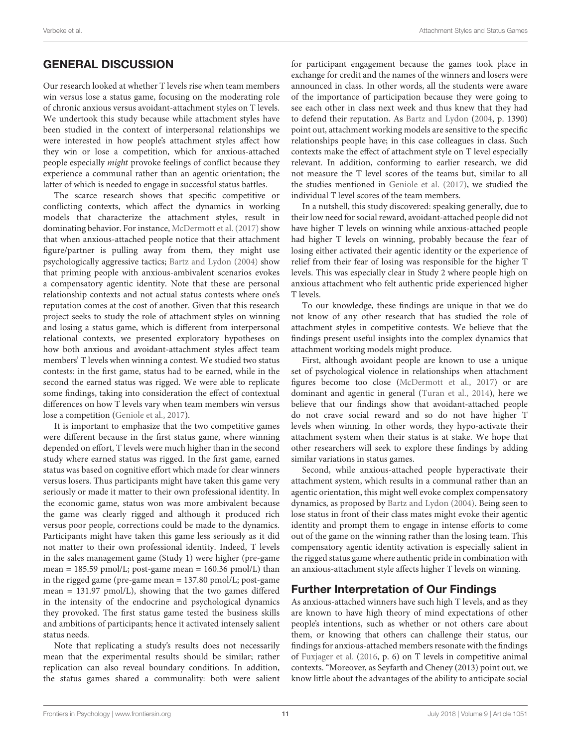## GENERAL DISCUSSION

Our research looked at whether T levels rise when team members win versus lose a status game, focusing on the moderating role of chronic anxious versus avoidant-attachment styles on T levels. We undertook this study because while attachment styles have been studied in the context of interpersonal relationships we were interested in how people's attachment styles affect how they win or lose a competition, which for anxious-attached people especially *might* provoke feelings of conflict because they experience a communal rather than an agentic orientation; the latter of which is needed to engage in successful status battles.

The scarce research shows that specific competitive or conflicting contexts, which affect the dynamics in working models that characterize the attachment styles, result in dominating behavior. For instance, McDermott et al. (2017) show that when anxious-attached people notice that their attachment figure/partner is pulling away from them, they might use psychologically aggressive tactics; Bartz and Lydon (2004) show that priming people with anxious-ambivalent scenarios evokes a compensatory agentic identity. Note that these are personal relationship contexts and not actual status contests where one's reputation comes at the cost of another. Given that this research project seeks to study the role of attachment styles on winning and losing a status game, which is different from interpersonal relational contexts, we presented exploratory hypotheses on how both anxious and avoidant-attachment styles affect team members' T levels when winning a contest. We studied two status contests: in the first game, status had to be earned, while in the second the earned status was rigged. We were able to replicate some findings, taking into consideration the effect of contextual differences on how T levels vary when team members win versus lose a competition (Geniole et al., 2017).

It is important to emphasize that the two competitive games were different because in the first status game, where winning depended on effort, T levels were much higher than in the second study where earned status was rigged. In the first game, earned status was based on cognitive effort which made for clear winners versus losers. Thus participants might have taken this game very seriously or made it matter to their own professional identity. In the economic game, status won was more ambivalent because the game was clearly rigged and although it produced rich versus poor people, corrections could be made to the dynamics. Participants might have taken this game less seriously as it did not matter to their own professional identity. Indeed, T levels in the sales management game (Study 1) were higher (pre-game mean = 185.59 pmol/L; post-game mean = 160.36 pmol/L) than in the rigged game (pre-game mean = 137.80 pmol/L; post-game mean = 131.97 pmol/L), showing that the two games differed in the intensity of the endocrine and psychological dynamics they provoked. The first status game tested the business skills and ambitions of participants; hence it activated intensely salient status needs.

Note that replicating a study's results does not necessarily mean that the experimental results should be similar; rather replication can also reveal boundary conditions. In addition, the status games shared a communality: both were salient for participant engagement because the games took place in exchange for credit and the names of the winners and losers were announced in class. In other words, all the students were aware of the importance of participation because they were going to see each other in class next week and thus knew that they had to defend their reputation. As Bartz and Lydon (2004, p. 1390) point out, attachment working models are sensitive to the specific relationships people have; in this case colleagues in class. Such contexts make the effect of attachment style on T level especially relevant. In addition, conforming to earlier research, we did not measure the T level scores of the teams but, similar to all the studies mentioned in Geniole et al. (2017), we studied the individual T level scores of the team members.

In a nutshell, this study discovered: speaking generally, due to their low need for social reward, avoidant-attached people did not have higher T levels on winning while anxious-attached people had higher T levels on winning, probably because the fear of losing either activated their agentic identity or the experience of relief from their fear of losing was responsible for the higher T levels. This was especially clear in Study 2 where people high on anxious attachment who felt authentic pride experienced higher T levels.

To our knowledge, these findings are unique in that we do not know of any other research that has studied the role of attachment styles in competitive contests. We believe that the findings present useful insights into the complex dynamics that attachment working models might produce.

First, although avoidant people are known to use a unique set of psychological violence in relationships when attachment figures become too close (McDermott et al., 2017) or are dominant and agentic in general (Turan et al., 2014), here we believe that our findings show that avoidant-attached people do not crave social reward and so do not have higher T levels when winning. In other words, they hypo-activate their attachment system when their status is at stake. We hope that other researchers will seek to explore these findings by adding similar variations in status games.

Second, while anxious-attached people hyperactivate their attachment system, which results in a communal rather than an agentic orientation, this might well evoke complex compensatory dynamics, as proposed by Bartz and Lydon (2004). Being seen to lose status in front of their class mates might evoke their agentic identity and prompt them to engage in intense efforts to come out of the game on the winning rather than the losing team. This compensatory agentic identity activation is especially salient in the rigged status game where authentic pride in combination with an anxious-attachment style affects higher T levels on winning.

### Further Interpretation of Our Findings

As anxious-attached winners have such high T levels, and as they are known to have high theory of mind expectations of other people's intentions, such as whether or not others care about them, or knowing that others can challenge their status, our findings for anxious-attached members resonate with the findings of Fuxjager et al. (2016, p. 6) on T levels in competitive animal contexts. "Moreover, as Seyfarth and Cheney (2013) point out, we know little about the advantages of the ability to anticipate social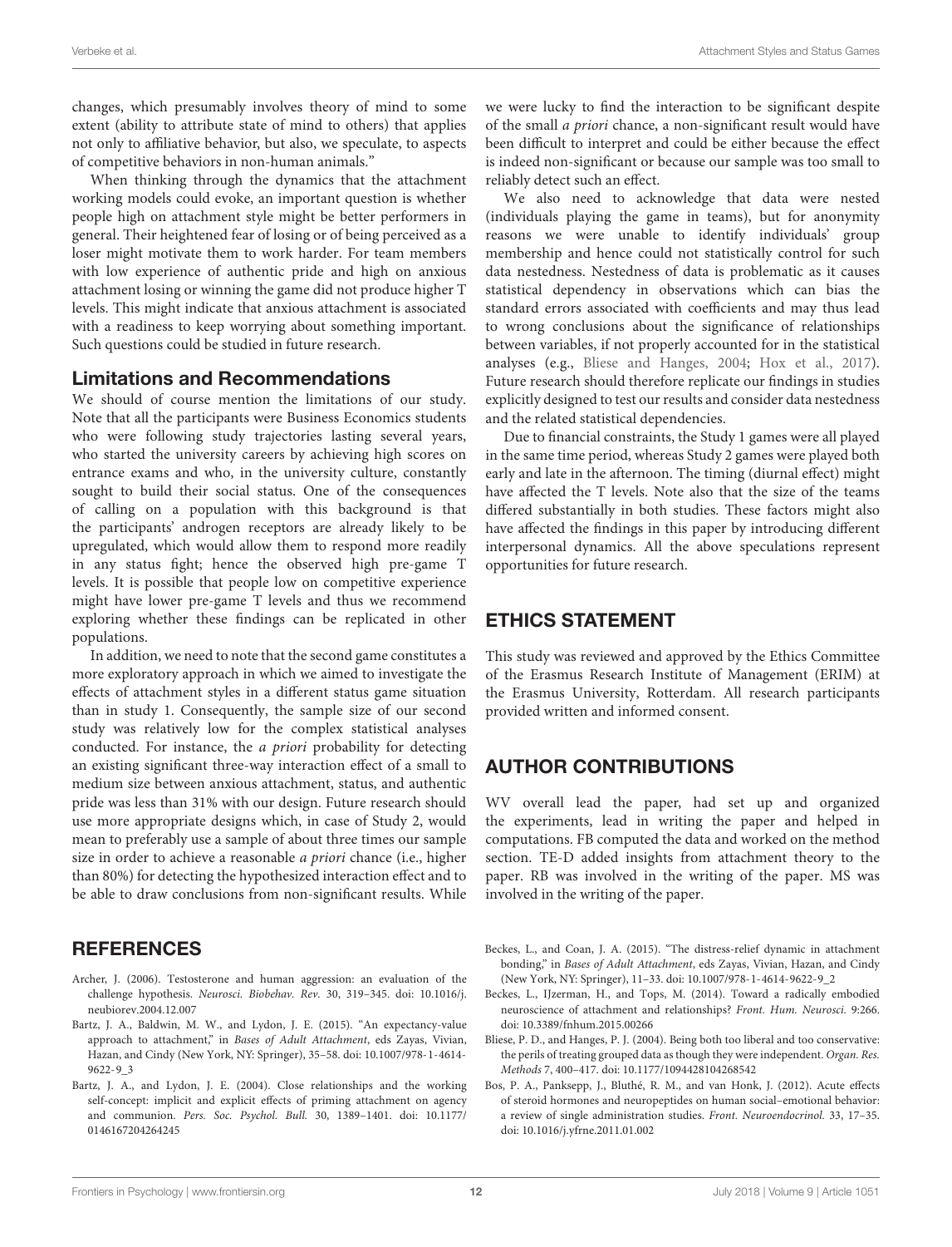changes, which presumably involves theory of mind to some extent (ability to attribute state of mind to others) that applies not only to affiliative behavior, but also, we speculate, to aspects of competitive behaviors in non-human animals."

When thinking through the dynamics that the attachment working models could evoke, an important question is whether people high on attachment style might be better performers in general. Their heightened fear of losing or of being perceived as a loser might motivate them to work harder. For team members with low experience of authentic pride and high on anxious attachment losing or winning the game did not produce higher T levels. This might indicate that anxious attachment is associated with a readiness to keep worrying about something important. Such questions could be studied in future research.

## Limitations and Recommendations

We should of course mention the limitations of our study. Note that all the participants were Business Economics students who were following study trajectories lasting several years, who started the university careers by achieving high scores on entrance exams and who, in the university culture, constantly sought to build their social status. One of the consequences of calling on a population with this background is that the participants' androgen receptors are already likely to be upregulated, which would allow them to respond more readily in any status fight; hence the observed high pre-game T levels. It is possible that people low on competitive experience might have lower pre-game T levels and thus we recommend exploring whether these findings can be replicated in other populations.

In addition, we need to note that the second game constitutes a more exploratory approach in which we aimed to investigate the effects of attachment styles in a different status game situation than in study 1. Consequently, the sample size of our second study was relatively low for the complex statistical analyses conducted. For instance, the *a priori* probability for detecting an existing significant three-way interaction effect of a small to medium size between anxious attachment, status, and authentic pride was less than 31% with our design. Future research should use more appropriate designs which, in case of Study 2, would mean to preferably use a sample of about three times our sample size in order to achieve a reasonable *a priori* chance (i.e., higher than 80%) for detecting the hypothesized interaction effect and to be able to draw conclusions from non-significant results. While we were lucky to find the interaction to be significant despite of the small *a priori* chance, a non-significant result would have been difficult to interpret and could be either because the effect is indeed non-significant or because our sample was too small to reliably detect such an effect.

We also need to acknowledge that data were nested (individuals playing the game in teams), but for anonymity reasons we were unable to identify individuals' group membership and hence could not statistically control for such data nestedness. Nestedness of data is problematic as it causes statistical dependency in observations which can bias the standard errors associated with coefficients and may thus lead to wrong conclusions about the significance of relationships between variables, if not properly accounted for in the statistical analyses (e.g., Bliese and Hanges, 2004; Hox et al., 2017). Future research should therefore replicate our findings in studies explicitly designed to test our results and consider data nestedness and the related statistical dependencies.

Due to financial constraints, the Study 1 games were all played in the same time period, whereas Study 2 games were played both early and late in the afternoon. The timing (diurnal effect) might have affected the T levels. Note also that the size of the teams differed substantially in both studies. These factors might also have affected the findings in this paper by introducing different interpersonal dynamics. All the above speculations represent opportunities for future research.

# ETHICS STATEMENT

This study was reviewed and approved by the Ethics Committee of the Erasmus Research Institute of Management (ERIM) at the Erasmus University, Rotterdam. All research participants provided written and informed consent.

# AUTHOR CONTRIBUTIONS

WV overall lead the paper, had set up and organized the experiments, lead in writing the paper and helped in computations. FB computed the data and worked on the method section. TE-D added insights from attachment theory to the paper. RB was involved in the writing of the paper. MS was involved in the writing of the paper.

# REFERENCES

Archer, J. (2006). Testosterone and human aggression: an evaluation of the challenge hypothesis. *Neurosci. Biobehav. Rev.* 30, 319–345. doi: 10.1016/j.neubiorev.2004.12.007

Bartz, J. A., Baldwin, M. W., and Lydon, J. E. (2015). "An expectancy-value approach to attachment," in *Bases of Adult Attachment*, eds Zayas, Vivian, Hazan, and Cindy (New York, NY: Springer), 35–58. doi: 10.1007/978-1-4614-9622-9_3

Bartz, J. A., and Lydon, J. E. (2004). Close relationships and the working self-concept: implicit and explicit effects of priming attachment on agency and communion. *Pers. Soc. Psychol. Bull.* 30, 1389–1401. doi: 10.1177/0146167204264245

Beckes, L., and Coan, J. A. (2015). "The distress-relief dynamic in attachment bonding," in *Bases of Adult Attachment*, eds Zayas, Vivian, Hazan, and Cindy (New York, NY: Springer), 11–33. doi: 10.1007/978-1-4614-9622-9_2

Beckes, L., IJzerman, H., and Tops, M. (2014). Toward a radically embodied neuroscience of attachment and relationships? *Front. Hum. Neurosci.* 9:266. doi: 10.3389/fnhum.2015.00266

Bliese, P. D., and Hanges, P. J. (2004). Being both too liberal and too conservative: the perils of treating grouped data as though they were independent. *Organ. Res. Methods* 7, 400–417. doi: 10.1177/1094428104268542

Bos, P. A., Panksepp, J., Bluthé, R. M., and van Honk, J. (2012). Acute effects of steroid hormones and neuropeptides on human social–emotional behavior: a review of single administration studies. *Front. Neuroendocrinol.* 33, 17–35. doi: 10.1016/j.yfrne.2011.01.002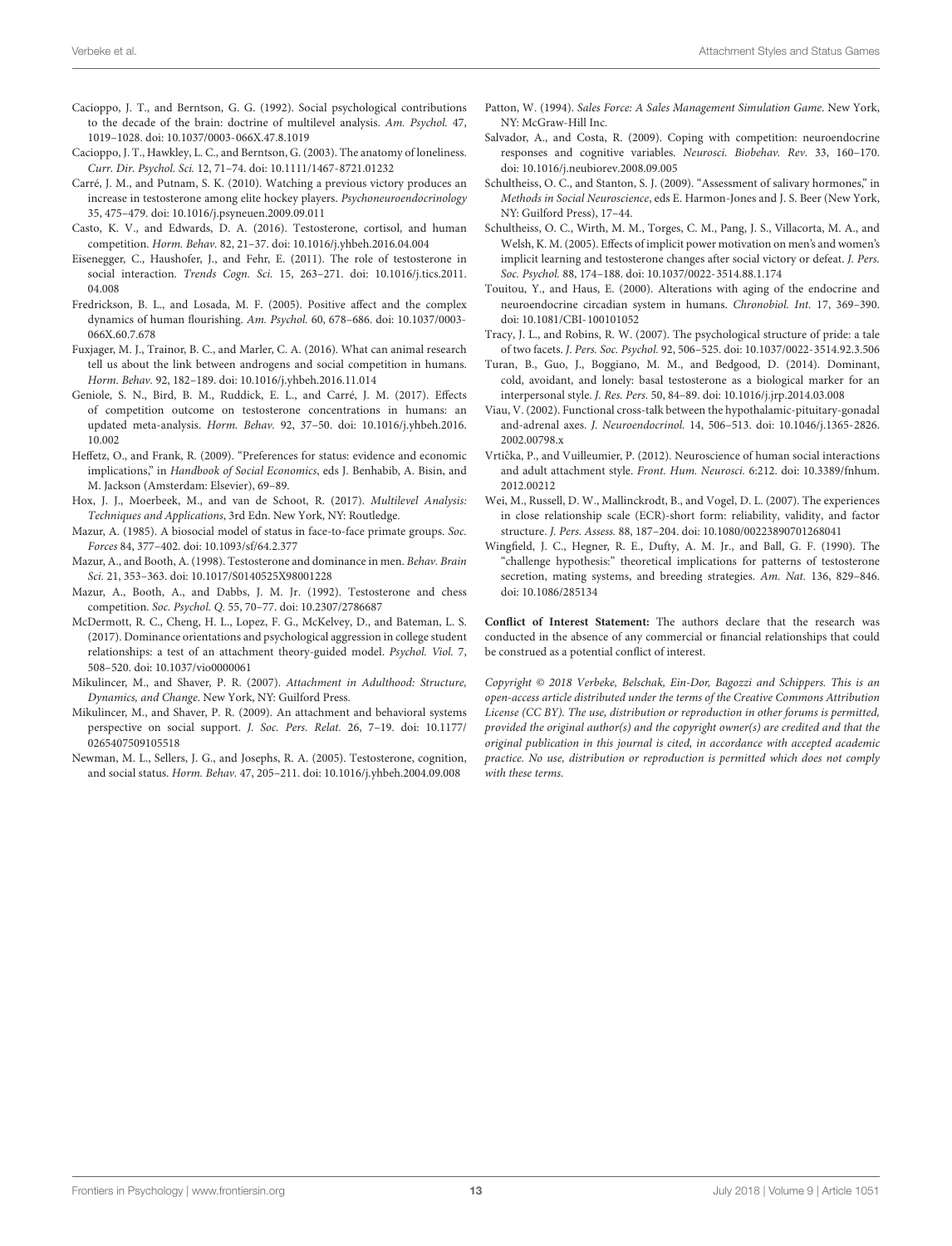Cacioppo, J. T., and Berntson, G. G. (1992). Social psychological contributions to the decade of the brain: doctrine of multilevel analysis. *Am. Psychol.* 47, 1019–1028. doi: 10.1037/0003-066X.47.8.1019

Cacioppo, J. T., Hawkley, L. C., and Berntson, G. (2003). The anatomy of loneliness. *Curr. Dir. Psychol. Sci.* 12, 71–74. doi: 10.1111/1467-8721.01232

Carré, J. M., and Putnam, S. K. (2010). Watching a previous victory produces an increase in testosterone among elite hockey players. *Psychoneuroendocrinology* 35, 475–479. doi: 10.1016/j.psyneuen.2009.09.011

Casto, K. V., and Edwards, D. A. (2016). Testosterone, cortisol, and human competition. *Horm. Behav.* 82, 21–37. doi: 10.1016/j.yhbeh.2016.04.004

Eisenegger, C., Haushofer, J., and Fehr, E. (2011). The role of testosterone in social interaction. *Trends Cogn. Sci.* 15, 263–271. doi: 10.1016/j.tics.2011.04.008

Fredrickson, B. L., and Losada, M. F. (2005). Positive affect and the complex dynamics of human flourishing. *Am. Psychol.* 60, 678–686. doi: 10.1037/0003-066X.60.7.678

Fuxjager, M. J., Trainor, B. C., and Marler, C. A. (2016). What can animal research tell us about the link between androgens and social competition in humans. *Horm. Behav.* 92, 182–189. doi: 10.1016/j.yhbeh.2016.11.014

Geniole, S. N., Bird, B. M., Ruddick, E. L., and Carré, J. M. (2017). Effects of competition outcome on testosterone concentrations in humans: an updated meta-analysis. *Horm. Behav.* 92, 37–50. doi: 10.1016/j.yhbeh.2016.10.002

Heffetz, O., and Frank, R. (2009). "Preferences for status: evidence and economic implications," in *Handbook of Social Economics*, eds J. Benhabib, A. Bisin, and M. Jackson (Amsterdam: Elsevier), 69–89.

Hox, J. J., Moerbeek, M., and van de Schoot, R. (2017). *Multilevel Analysis: Techniques and Applications*, 3rd Edn. New York, NY: Routledge.

Mazur, A. (1985). A biosocial model of status in face-to-face primate groups. *Soc. Forces* 84, 377–402. doi: 10.1093/sf/64.2.377

Mazur, A., and Booth, A. (1998). Testosterone and dominance in men. *Behav. Brain Sci.* 21, 353–363. doi: 10.1017/S0140525X98001228

Mazur, A., Booth, A., and Dabbs, J. M. Jr. (1992). Testosterone and chess competition. *Soc. Psychol. Q.* 55, 70–77. doi: 10.2307/2786687

McDermott, R. C., Cheng, H. L., Lopez, F. G., McKelvey, D., and Bateman, L. S. (2017). Dominance orientations and psychological aggression in college student relationships: a test of an attachment theory-guided model. *Psychol. Viol.* 7, 508–520. doi: 10.1037/vio0000061

Mikulincer, M., and Shaver, P. R. (2007). *Attachment in Adulthood: Structure, Dynamics, and Change*. New York, NY: Guilford Press.

Mikulincer, M., and Shaver, P. R. (2009). An attachment and behavioral systems perspective on social support. *J. Soc. Pers. Relat.* 26, 7–19. doi: 10.1177/0265407509105518

Newman, M. L., Sellers, J. G., and Josephs, R. A. (2005). Testosterone, cognition, and social status. *Horm. Behav.* 47, 205–211. doi: 10.1016/j.yhbeh.2004.09.008

Patton, W. (1994). *Sales Force: A Sales Management Simulation Game*. New York, NY: McGraw-Hill Inc.

Salvador, A., and Costa, R. (2009). Coping with competition: neuroendocrine responses and cognitive variables. *Neurosci. Biobehav. Rev.* 33, 160–170. doi: 10.1016/j.neubiorev.2008.09.005

Schultheiss, O. C., and Stanton, S. J. (2009). "Assessment of salivary hormones," in *Methods in Social Neuroscience*, eds E. Harmon-Jones and J. S. Beer (New York, NY: Guilford Press), 17–44.

Schultheiss, O. C., Wirth, M. M., Torges, C. M., Pang, J. S., Villacorta, M. A., and Welsh, K. M. (2005). Effects of implicit power motivation on men's and women's implicit learning and testosterone changes after social victory or defeat. *J. Pers. Soc. Psychol.* 88, 174–188. doi: 10.1037/0022-3514.88.1.174

Touitou, Y., and Haus, E. (2000). Alterations with aging of the endocrine and neuroendocrine circadian system in humans. *Chronobiol. Int.* 17, 369–390. doi: 10.1081/CBI-100101052

Tracy, J. L., and Robins, R. W. (2007). The psychological structure of pride: a tale of two facets. *J. Pers. Soc. Psychol.* 92, 506–525. doi: 10.1037/0022-3514.92.3.506

Turan, B., Guo, J., Boggiano, M. M., and Bedgood, D. (2014). Dominant, cold, avoidant, and lonely: basal testosterone as a biological marker for an interpersonal style. *J. Res. Pers.* 50, 84–89. doi: 10.1016/j.jrp.2014.03.008

Viau, V. (2002). Functional cross-talk between the hypothalamic-pituitary-gonadal and-adrenal axes. *J. Neuroendocrinol.* 14, 506–513. doi: 10.1046/j.1365-2826.2002.00798.x

Vrtička, P., and Vuilleumier, P. (2012). Neuroscience of human social interactions and adult attachment style. *Front. Hum. Neurosci.* 6:212. doi: 10.3389/fnhum.2012.00212

Wei, M., Russell, D. W., Mallinckrodt, B., and Vogel, D. L. (2007). The experiences in close relationship scale (ECR)-short form: reliability, validity, and factor structure. *J. Pers. Assess.* 88, 187–204. doi: 10.1080/00223890701268041

Wingfield, J. C., Hegner, R. E., Dufty, A. M. Jr., and Ball, G. F. (1990). The "challenge hypothesis:" theoretical implications for patterns of testosterone secretion, mating systems, and breeding strategies. *Am. Nat.* 136, 829–846. doi: 10.1086/285134

**Conflict of Interest Statement:** The authors declare that the research was conducted in the absence of any commercial or financial relationships that could be construed as a potential conflict of interest.

*Copyright © 2018 Verbeke, Belschak, Ein-Dor, Bagozzi and Schippers. This is an open-access article distributed under the terms of the Creative Commons Attribution License (CC BY). The use, distribution or reproduction in other forums is permitted, provided the original author(s) and the copyright owner(s) are credited and that the original publication in this journal is cited, in accordance with accepted academic practice. No use, distribution or reproduction is permitted which does not comply with these terms.*